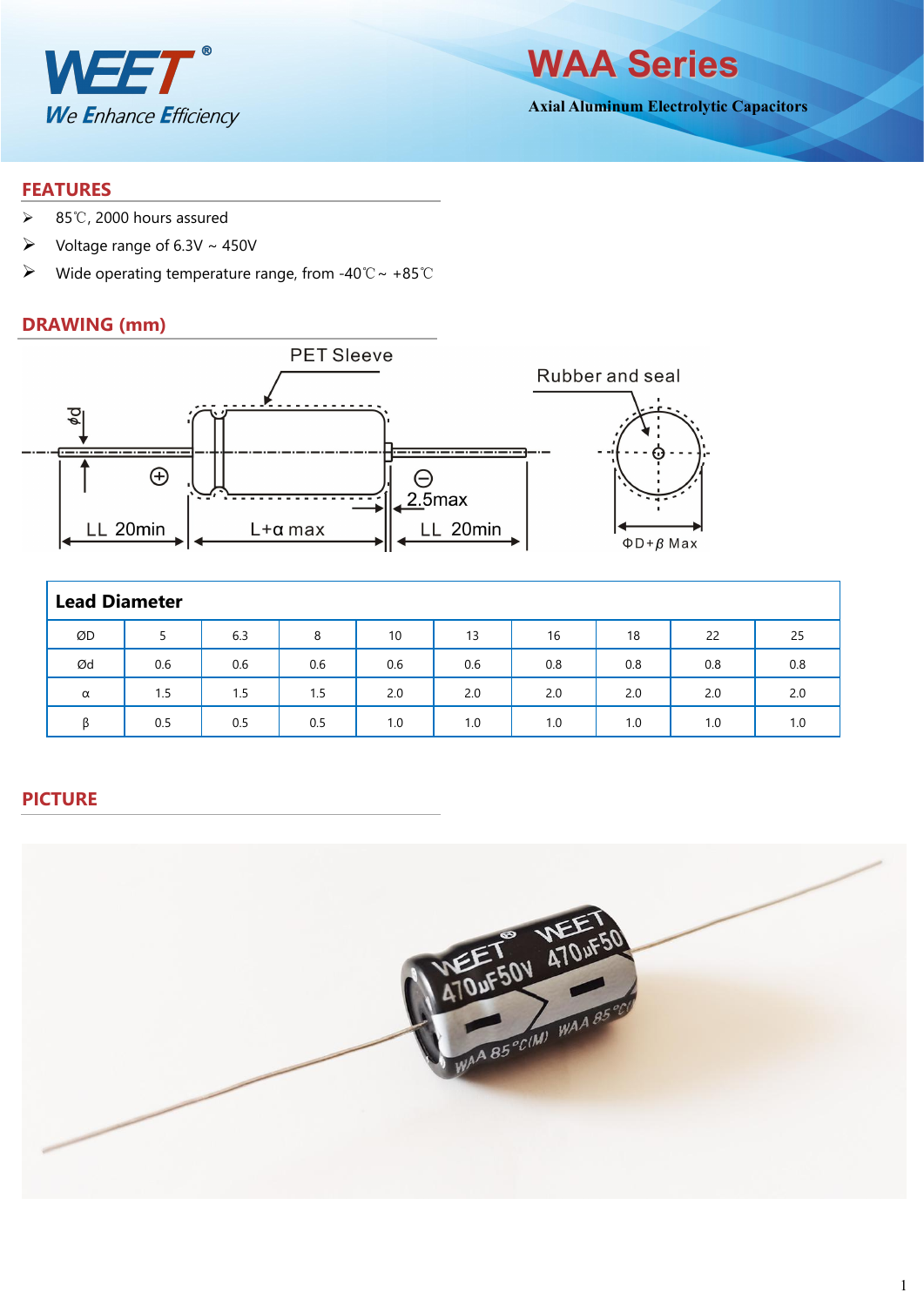# WAA Series

**Axial Aluminum Electrolytic Capacitors**

## FEATURES

- 85℃, 2000 hours assured
- Voltage range of 6.3V ~ 450V
- Wide operating temperature range, from -40℃ ~ +85℃

## DRAWING (mm)

PET Sleeve

Rubber and seal

Ød

⊕ ⊖

2.5max

LL 20min    L+α max    LL 20min

ΦD+β Max

| Lead Diameter | | | | | | | | | |
|---|---|---|---|---|---|---|---|---|---|
| ØD | 5 | 6.3 | 8 | 10 | 13 | 16 | 18 | 22 | 25 |
| Ød | 0.6 | 0.6 | 0.6 | 0.6 | 0.6 | 0.8 | 0.8 | 0.8 | 0.8 |
| α | 1.5 | 1.5 | 1.5 | 2.0 | 2.0 | 2.0 | 2.0 | 2.0 | 2.0 |
| β | 0.5 | 0.5 | 0.5 | 1.0 | 1.0 | 1.0 | 1.0 | 1.0 | 1.0 |

## PICTURE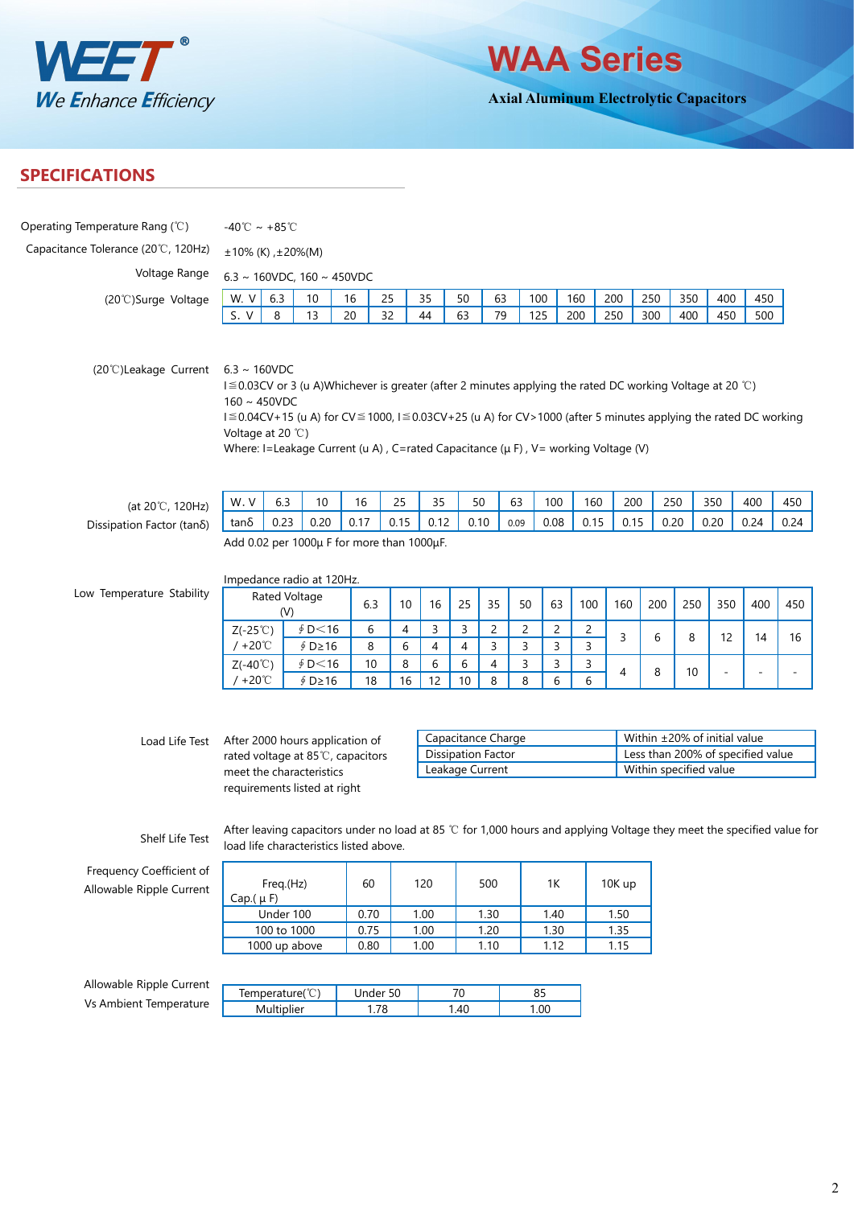# WAA Series

Axial Aluminum Electrolytic Capacitors

## SPECIFICATIONS

Operating Temperature Rang (℃): -40℃ ~ +85℃

Capacitance Tolerance (20℃, 120Hz): ±10% (K) ,±20%(M)

Voltage Range: 6.3 ~ 160VDC, 160 ~ 450VDC

(20℃)Surge Voltage

| W. V | 6.3 | 10 | 16 | 25 | 35 | 50 | 63 | 100 | 160 | 200 | 250 | 350 | 400 | 450 |
|---|---|---|---|---|---|---|---|---|---|---|---|---|---|---|
| S. V | 8 | 13 | 20 | 32 | 44 | 63 | 79 | 125 | 200 | 250 | 300 | 400 | 450 | 500 |

(20℃)Leakage Current

6.3 ~ 160VDC
I≦0.03CV or 3 (u A)Whichever is greater (after 2 minutes applying the rated DC working Voltage at 20 ℃)
160 ~ 450VDC
I≦0.04CV+15 (u A) for CV≦1000, I≦0.03CV+25 (u A) for CV>1000 (after 5 minutes applying the rated DC working Voltage at 20 ℃)
Where: I=Leakage Current (u A) , C=rated Capacitance (μ F) , V= working Voltage (V)

(at 20℃, 120Hz) Dissipation Factor (tanδ)

| W. V | 6.3 | 10 | 16 | 25 | 35 | 50 | 63 | 100 | 160 | 200 | 250 | 350 | 400 | 450 |
|---|---|---|---|---|---|---|---|---|---|---|---|---|---|---|
| tanδ | 0.23 | 0.20 | 0.17 | 0.15 | 0.12 | 0.10 | 0.09 | 0.08 | 0.15 | 0.15 | 0.20 | 0.20 | 0.24 | 0.24 |

Add 0.02 per 1000μ F for more than 1000μF.

Low Temperature Stability

Impedance radio at 120Hz.

| Rated Voltage (V) | | 6.3 | 10 | 16 | 25 | 35 | 50 | 63 | 100 | 160 | 200 | 250 | 350 | 400 | 450 |
|---|---|---|---|---|---|---|---|---|---|---|---|---|---|---|---|
| Z(-25℃) / +20℃ | ∮D<16 | 6 | 4 | 3 | 3 | 2 | 2 | 2 | 2 | 3 | 6 | 8 | 12 | 14 | 16 |
| | ∮D≥16 | 8 | 6 | 4 | 4 | 3 | 3 | 3 | 3 | | | | | | |
| Z(-40℃) / +20℃ | ∮D<16 | 10 | 8 | 6 | 6 | 4 | 3 | 3 | 3 | 4 | 8 | 10 | - | - | - |
| | ∮D≥16 | 18 | 16 | 12 | 10 | 8 | 8 | 6 | 6 | | | | | | |

Load Life Test

After 2000 hours application of rated voltage at 85℃, capacitors meet the characteristics requirements listed at right

| Capacitance Charge | Within ±20% of initial value |
|---|---|
| Dissipation Factor | Less than 200% of specified value |
| Leakage Current | Within specified value |

Shelf Life Test

After leaving capacitors under no load at 85 ℃ for 1,000 hours and applying Voltage they meet the specified value for load life characteristics listed above.

Frequency Coefficient of Allowable Ripple Current

| Freq.(Hz) / Cap.( μ F) | 60 | 120 | 500 | 1K | 10K up |
|---|---|---|---|---|---|
| Under 100 | 0.70 | 1.00 | 1.30 | 1.40 | 1.50 |
| 100 to 1000 | 0.75 | 1.00 | 1.20 | 1.30 | 1.35 |
| 1000 up above | 0.80 | 1.00 | 1.10 | 1.12 | 1.15 |

Allowable Ripple Current Vs Ambient Temperature

| Temperature(℃) | Under 50 | 70 | 85 |
|---|---|---|---|
| Multiplier | 1.78 | 1.40 | 1.00 |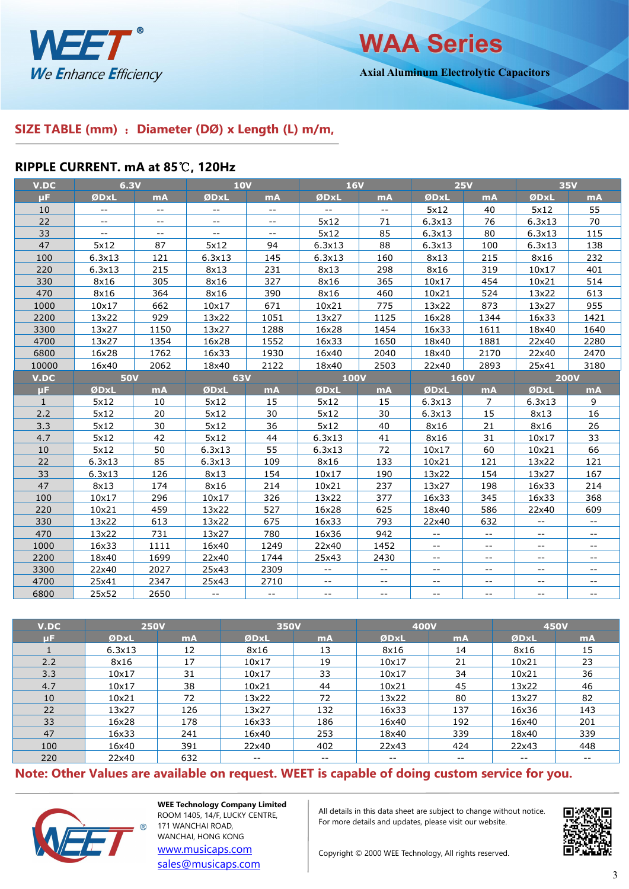**WEET**® We Enhance Efficiency

# WAA Series

**Axial Aluminum Electrolytic Capacitors**

## SIZE TABLE (mm) ： Diameter (DØ) x Length (L) m/m,

## RIPPLE CURRENT. mA at 85℃, 120Hz

| V.DC | 6.3V | | 10V | | 16V | | 25V | | 35V | |
|---|---|---|---|---|---|---|---|---|---|---|
| µF | ØDxL | mA | ØDxL | mA | ØDxL | mA | ØDxL | mA | ØDxL | mA |
| 10 | -- | -- | -- | -- | -- | -- | 5x12 | 40 | 5x12 | 55 |
| 22 | -- | -- | -- | -- | 5x12 | 71 | 6.3x13 | 76 | 6.3x13 | 70 |
| 33 | -- | -- | -- | -- | 5x12 | 85 | 6.3x13 | 80 | 6.3x13 | 115 |
| 47 | 5x12 | 87 | 5x12 | 94 | 6.3x13 | 88 | 6.3x13 | 100 | 6.3x13 | 138 |
| 100 | 6.3x13 | 121 | 6.3x13 | 145 | 6.3x13 | 160 | 8x13 | 215 | 8x16 | 232 |
| 220 | 6.3x13 | 215 | 8x13 | 231 | 8x13 | 298 | 8x16 | 319 | 10x17 | 401 |
| 330 | 8x16 | 305 | 8x16 | 327 | 8x16 | 365 | 10x17 | 454 | 10x21 | 514 |
| 470 | 8x16 | 364 | 8x16 | 390 | 8x16 | 460 | 10x21 | 524 | 13x22 | 613 |
| 1000 | 10x17 | 662 | 10x17 | 671 | 10x21 | 775 | 13x22 | 873 | 13x27 | 955 |
| 2200 | 13x22 | 929 | 13x22 | 1051 | 13x27 | 1125 | 16x28 | 1344 | 16x33 | 1421 |
| 3300 | 13x27 | 1150 | 13x27 | 1288 | 16x28 | 1454 | 16x33 | 1611 | 18x40 | 1640 |
| 4700 | 13x27 | 1354 | 16x28 | 1552 | 16x33 | 1650 | 18x40 | 1881 | 22x40 | 2280 |
| 6800 | 16x28 | 1762 | 16x33 | 1930 | 16x40 | 2040 | 18x40 | 2170 | 22x40 | 2470 |
| 10000 | 16x40 | 2062 | 18x40 | 2122 | 18x40 | 2503 | 22x40 | 2893 | 25x41 | 3180 |
| **V.DC** | **50V** | | **63V** | | **100V** | | **160V** | | **200V** | |
| **µF** | **ØDxL** | **mA** | **ØDxL** | **mA** | **ØDxL** | **mA** | **ØDxL** | **mA** | **ØDxL** | **mA** |
| 1 | 5x12 | 10 | 5x12 | 15 | 5x12 | 15 | 6.3x13 | 7 | 6.3x13 | 9 |
| 2.2 | 5x12 | 20 | 5x12 | 30 | 5x12 | 30 | 6.3x13 | 15 | 8x13 | 16 |
| 3.3 | 5x12 | 30 | 5x12 | 36 | 5x12 | 40 | 8x16 | 21 | 8x16 | 26 |
| 4.7 | 5x12 | 42 | 5x12 | 44 | 6.3x13 | 41 | 8x16 | 31 | 10x17 | 33 |
| 10 | 5x12 | 50 | 6.3x13 | 55 | 6.3x13 | 72 | 10x17 | 60 | 10x21 | 66 |
| 22 | 6.3x13 | 85 | 6.3x13 | 109 | 8x16 | 133 | 10x21 | 121 | 13x22 | 121 |
| 33 | 6.3x13 | 126 | 8x13 | 154 | 10x17 | 190 | 13x22 | 154 | 13x27 | 167 |
| 47 | 8x13 | 174 | 8x16 | 214 | 10x21 | 237 | 13x27 | 198 | 16x33 | 214 |
| 100 | 10x17 | 296 | 10x17 | 326 | 13x22 | 377 | 16x33 | 345 | 16x33 | 368 |
| 220 | 10x21 | 459 | 13x22 | 527 | 16x28 | 625 | 18x40 | 586 | 22x40 | 609 |
| 330 | 13x22 | 613 | 13x22 | 675 | 16x33 | 793 | 22x40 | 632 | -- | -- |
| 470 | 13x22 | 731 | 13x27 | 780 | 16x36 | 942 | -- | -- | -- | -- |
| 1000 | 16x33 | 1111 | 16x40 | 1249 | 22x40 | 1452 | -- | -- | -- | -- |
| 2200 | 18x40 | 1699 | 22x40 | 1744 | 25x43 | 2430 | -- | -- | -- | -- |
| 3300 | 22x40 | 2027 | 25x43 | 2309 | -- | -- | -- | -- | -- | -- |
| 4700 | 25x41 | 2347 | 25x43 | 2710 | -- | -- | -- | -- | -- | -- |
| 6800 | 25x52 | 2650 | -- | -- | -- | -- | -- | -- | -- | -- |

| V.DC | 250V | | 350V | | 400V | | 450V | |
|---|---|---|---|---|---|---|---|---|
| µF | ØDxL | mA | ØDxL | mA | ØDxL | mA | ØDxL | mA |
| 1 | 6.3x13 | 12 | 8x16 | 13 | 8x16 | 14 | 8x16 | 15 |
| 2.2 | 8x16 | 17 | 10x17 | 19 | 10x17 | 21 | 10x21 | 23 |
| 3.3 | 10x17 | 31 | 10x17 | 33 | 10x17 | 34 | 10x21 | 36 |
| 4.7 | 10x17 | 38 | 10x21 | 44 | 10x21 | 45 | 13x22 | 46 |
| 10 | 10x21 | 72 | 13x22 | 72 | 13x22 | 80 | 13x27 | 82 |
| 22 | 13x27 | 126 | 13x27 | 132 | 16x33 | 137 | 16x36 | 143 |
| 33 | 16x28 | 178 | 16x33 | 186 | 16x40 | 192 | 16x40 | 201 |
| 47 | 16x33 | 241 | 16x40 | 253 | 18x40 | 339 | 18x40 | 339 |
| 100 | 16x40 | 391 | 22x40 | 402 | 22x43 | 424 | 22x43 | 448 |
| 220 | 22x40 | 632 | -- | -- | -- | -- | -- | -- |

**Note: Other Values are available on request. WEET is capable of doing custom service for you.**

**WEE Technology Company Limited**
ROOM 1405, 14/F, LUCKY CENTRE,
171 WANCHAI ROAD,
WANCHAI, HONG KONG
www.musicaps.com
sales@musicaps.com

All details in this data sheet are subject to change without notice.
For more details and updates, please visit our website.

Copyright © 2000 WEE Technology, All rights reserved.